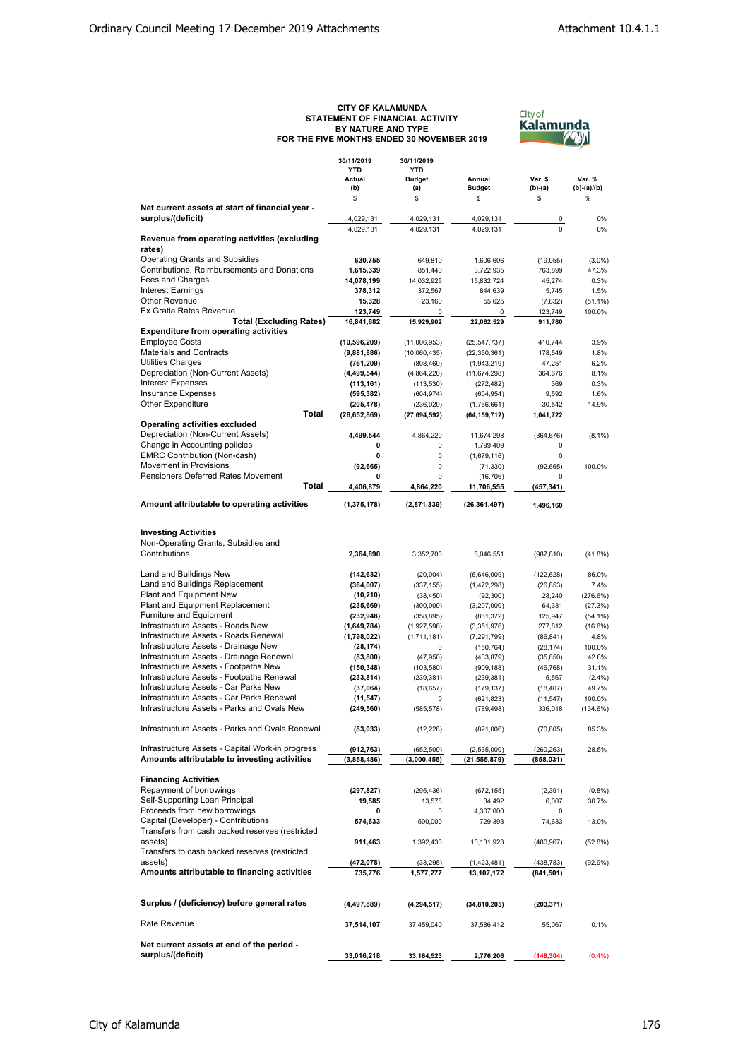**CITY OF KALAMUNDA**
**STATEMENT OF FINANCIAL ACTIVITY**
**BY NATURE AND TYPE**
**FOR THE FIVE MONTHS ENDED 30 NOVEMBER 2019**

| | 30/11/2019 YTD Actual (b) $ | 30/11/2019 YTD Budget (a) $ | Annual Budget $ | Var. $ (b)-(a) $ | Var. % (b)-(a)/(b) % |
|---|---|---|---|---|---|
| **Net current assets at start of financial year - surplus/(deficit)** | 4,029,131 | 4,029,131 | 4,029,131 | 0 | 0% |
| | 4,029,131 | 4,029,131 | 4,029,131 | 0 | 0% |
| **Revenue from operating activities (excluding rates)** | | | | | |
| Operating Grants and Subsidies | **630,755** | 649,810 | 1,606,606 | (19,055) | (3.0%) |
| Contributions, Reimbursements and Donations | **1,615,339** | 851,440 | 3,722,935 | 763,899 | 47.3% |
| Fees and Charges | **14,078,199** | 14,032,925 | 15,832,724 | 45,274 | 0.3% |
| Interest Earnings | **378,312** | 372,567 | 844,639 | 5,745 | 1.5% |
| Other Revenue | **15,328** | 23,160 | 55,625 | (7,832) | (51.1%) |
| Ex Gratia Rates Revenue | **123,749** | 0 | 0 | 123,749 | 100.0% |
| **Total (Excluding Rates)** | **16,841,682** | **15,929,902** | **22,062,529** | **911,780** | |
| **Expenditure from operating activities** | | | | | |
| Employee Costs | **(10,596,209)** | (11,006,953) | (25,547,737) | 410,744 | 3.9% |
| Materials and Contracts | **(9,881,886)** | (10,060,435) | (22,350,361) | 178,549 | 1.8% |
| Utilities Charges | **(761,209)** | (808,460) | (1,943,219) | 47,251 | 6.2% |
| Depreciation (Non-Current Assets) | **(4,499,544)** | (4,864,220) | (11,674,298) | 364,676 | 8.1% |
| Interest Expenses | **(113,161)** | (113,530) | (272,482) | 369 | 0.3% |
| Insurance Expenses | **(595,382)** | (604,974) | (604,954) | 9,592 | 1.6% |
| Other Expenditure | **(205,478)** | (236,020) | (1,766,661) | 30,542 | 14.9% |
| **Total** | **(26,652,869)** | **(27,694,592)** | **(64,159,712)** | **1,041,722** | |
| **Operating activities excluded** | | | | | |
| Depreciation (Non-Current Assets) | **4,499,544** | 4,864,220 | 11,674,298 | (364,676) | (8.1%) |
| Change in Accounting policies | **0** | 0 | 1,799,409 | 0 | |
| EMRC Contribution (Non-cash) | **0** | 0 | (1,679,116) | 0 | |
| Movement in Provisions | **(92,665)** | 0 | (71,330) | (92,665) | 100.0% |
| Pensioners Deferred Rates Movement | **0** | 0 | (16,706) | 0 | |
| **Total** | **4,406,879** | **4,864,220** | **11,706,555** | **(457,341)** | |
| **Amount attributable to operating activities** | **(1,375,178)** | **(2,871,339)** | **(26,361,497)** | **1,496,160** | |
| **Investing Activities** | | | | | |
| Non-Operating Grants, Subsidies and Contributions | **2,364,890** | 3,352,700 | 8,046,551 | (987,810) | (41.8%) |
| Land and Buildings New | **(142,632)** | (20,004) | (6,646,009) | (122,628) | 86.0% |
| Land and Buildings Replacement | **(364,007)** | (337,155) | (1,472,298) | (26,853) | 7.4% |
| Plant and Equipment New | **(10,210)** | (38,450) | (92,300) | 28,240 | (276.6%) |
| Plant and Equipment Replacement | **(235,669)** | (300,000) | (3,207,000) | 64,331 | (27.3%) |
| Furniture and Equipment | **(232,948)** | (358,895) | (861,372) | 125,947 | (54.1%) |
| Infrastructure Assets - Roads New | **(1,649,784)** | (1,927,596) | (3,351,976) | 277,812 | (16.8%) |
| Infrastructure Assets - Roads Renewal | **(1,798,022)** | (1,711,181) | (7,291,799) | (86,841) | 4.8% |
| Infrastructure Assets - Drainage New | **(28,174)** | 0 | (150,764) | (28,174) | 100.0% |
| Infrastructure Assets - Drainage Renewal | **(83,800)** | (47,950) | (433,879) | (35,850) | 42.8% |
| Infrastructure Assets - Footpaths New | **(150,348)** | (103,580) | (909,188) | (46,768) | 31.1% |
| Infrastructure Assets - Footpaths Renewal | **(233,814)** | (239,381) | (239,381) | 5,567 | (2.4%) |
| Infrastructure Assets - Car Parks New | **(37,064)** | (18,657) | (179,137) | (18,407) | 49.7% |
| Infrastructure Assets - Car Parks Renewal | **(11,547)** | 0 | (621,823) | (11,547) | 100.0% |
| Infrastructure Assets - Parks and Ovals New | **(249,560)** | (585,578) | (789,498) | 336,018 | (134.6%) |
| Infrastructure Assets - Parks and Ovals Renewal | **(83,033)** | (12,228) | (821,006) | (70,805) | 85.3% |
| Infrastructure Assets - Capital Work-in progress | **(912,763)** | (652,500) | (2,535,000) | (260,263) | 28.5% |
| **Amounts attributable to investing activities** | **(3,858,486)** | **(3,000,455)** | **(21,555,879)** | **(858,031)** | |
| **Financing Activities** | | | | | |
| Repayment of borrowings | **(297,827)** | (295,436) | (672,155) | (2,391) | (0.8%) |
| Self-Supporting Loan Principal | **19,585** | 13,578 | 34,492 | 6,007 | 30.7% |
| Proceeds from new borrowings | **0** | 0 | 4,307,000 | 0 | |
| Capital (Developer) - Contributions | **574,633** | 500,000 | 729,393 | 74,633 | 13.0% |
| Transfers from cash backed reserves (restricted assets) | **911,463** | 1,392,430 | 10,131,923 | (480,967) | (52.8%) |
| Transfers to cash backed reserves (restricted assets) | **(472,078)** | (33,295) | (1,423,481) | (438,783) | (92.9%) |
| **Amounts attributable to financing activities** | **735,776** | **1,577,277** | **13,107,172** | **(841,501)** | |
| **Surplus / (deficiency) before general rates** | **(4,497,889)** | **(4,294,517)** | **(34,810,205)** | **(203,371)** | |
| Rate Revenue | **37,514,107** | 37,459,040 | 37,586,412 | 55,067 | 0.1% |
| **Net current assets at end of the period - surplus/(deficit)** | **33,016,218** | **33,164,523** | **2,776,206** | **(148,304)** | (0.4%) |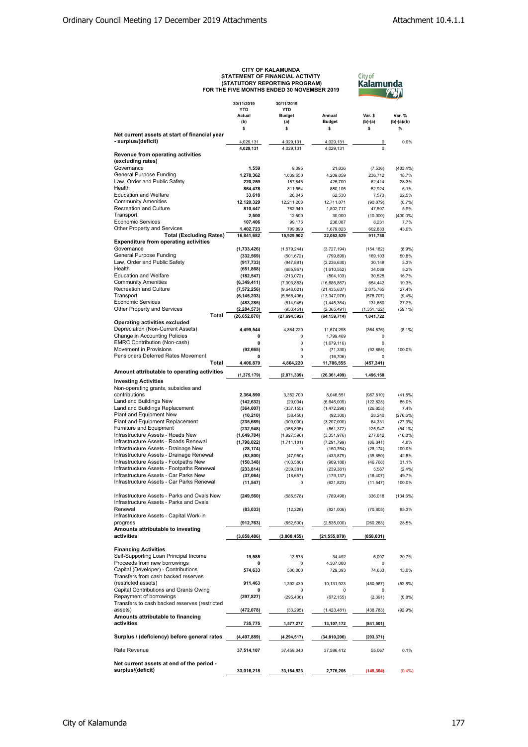# CITY OF KALAMUNDA
## STATEMENT OF FINANCIAL ACTIVITY
## (STATUTORY REPORTING PROGRAM)
## FOR THE FIVE MONTHS ENDED 30 NOVEMBER 2019

| | 30/11/2019 YTD Actual (b) $ | 30/11/2019 YTD Budget (a) $ | Annual Budget $ | Var. $ (b)-(a) $ | Var. % (b)-(a)/(b) % |
|---|---|---|---|---|---|
| **Net current assets at start of financial year - surplus/(deficit)** | 4,029,131 | 4,029,131 | 4,029,131 | 0 | 0.0% |
| | 4,029,131 | 4,029,131 | 4,029,131 | 0 | |
| **Revenue from operating activities (excluding rates)** | | | | | |
| Governance | **1,559** | 9,095 | 21,836 | (7,536) | (483.4%) |
| General Purpose Funding | **1,278,362** | 1,039,650 | 4,209,859 | 238,712 | 18.7% |
| Law, Order and Public Safety | **220,259** | 157,845 | 425,700 | 62,414 | 28.3% |
| Health | **864,478** | 811,554 | 880,105 | 52,924 | 6.1% |
| Education and Welfare | **33,618** | 26,045 | 62,530 | 7,573 | 22.5% |
| Community Amenities | **12,120,329** | 12,211,208 | 12,711,871 | (90,879) | (0.7%) |
| Recreation and Culture | **810,447** | 762,940 | 1,802,717 | 47,507 | 5.9% |
| Transport | **2,500** | 12,500 | 30,000 | (10,000) | (400.0%) |
| Economic Services | **107,406** | 99,175 | 238,087 | 8,231 | 7.7% |
| Other Property and Services | **1,402,723** | 799,890 | 1,679,823 | 602,833 | 43.0% |
| **Total (Excluding Rates)** | **16,841,682** | **15,929,902** | **22,062,529** | **911,780** | |
| **Expenditure from operating activities** | | | | | |
| Governance | **(1,733,426)** | (1,579,244) | (3,727,194) | (154,182) | (8.9%) |
| General Purpose Funding | **(332,569)** | (501,672) | (799,899) | 169,103 | 50.8% |
| Law, Order and Public Safety | **(917,733)** | (947,881) | (2,236,630) | 30,148 | 3.3% |
| Health | **(651,868)** | (685,957) | (1,610,552) | 34,089 | 5.2% |
| Education and Welfare | **(182,547)** | (213,072) | (504,103) | 30,525 | 16.7% |
| Community Amenities | **(6,349,411)** | (7,003,853) | (16,686,867) | 654,442 | 10.3% |
| Recreation and Culture | **(7,572,256)** | (9,648,021) | (21,435,637) | 2,075,765 | 27.4% |
| Transport | **(6,145,203)** | (5,566,496) | (13,347,976) | (578,707) | (9.4%) |
| Economic Services | **(483,285)** | (614,945) | (1,445,364) | 131,660 | 27.2% |
| Other Property and Services | **(2,284,573)** | (933,451) | (2,365,491) | (1,351,122) | (59.1%) |
| **Total** | **(26,652,870)** | **(27,694,592)** | **(64,159,714)** | **1,041,722** | |
| **Operating activities excluded** | | | | | |
| Depreciation (Non-Current Assets) | **4,499,544** | 4,864,220 | 11,674,298 | (364,676) | (8.1%) |
| Change in Accounting Policies | **0** | 0 | 1,799,409 | 0 | |
| EMRC Contribution (Non-cash) | **0** | 0 | (1,679,116) | 0 | |
| Movement in Provisions | **(92,665)** | 0 | (71,330) | (92,665) | 100.0% |
| Pensioners Deferred Rates Movement | **0** | 0 | (16,706) | 0 | |
| **Total** | **4,406,879** | **4,864,220** | **11,706,555** | **(457,341)** | |
| **Amount attributable to operating activities** | **(1,375,179)** | **(2,871,339)** | **(26,361,499)** | **1,496,160** | |
| **Investing Activities** | | | | | |
| Non-operating grants, subsidies and contributions | **2,364,890** | 3,352,700 | 8,046,551 | (987,810) | (41.8%) |
| Land and Buildings New | **(142,632)** | (20,004) | (6,646,009) | (122,628) | 86.0% |
| Land and Buildings Replacement | **(364,007)** | (337,155) | (1,472,298) | (26,853) | 7.4% |
| Plant and Equipment New | **(10,210)** | (38,450) | (92,300) | 28,240 | (276.6%) |
| Plant and Equipment Replacement | **(235,669)** | (300,000) | (3,207,000) | 64,331 | (27.3%) |
| Furniture and Equipment | **(232,948)** | (358,895) | (861,372) | 125,947 | (54.1%) |
| Infrastructure Assets - Roads New | **(1,649,784)** | (1,927,596) | (3,351,976) | 277,812 | (16.8%) |
| Infrastructure Assets - Roads Renewal | **(1,798,022)** | (1,711,181) | (7,291,799) | (86,841) | 4.8% |
| Infrastructure Assets - Drainage New | **(28,174)** | 0 | (150,764) | (28,174) | 100.0% |
| Infrastructure Assets - Drainage Renewal | **(83,800)** | (47,950) | (433,879) | (35,850) | 42.8% |
| Infrastructure Assets - Footpaths New | **(150,348)** | (103,580) | (909,188) | (46,768) | 31.1% |
| Infrastructure Assets - Footpaths Renewal | **(233,814)** | (239,381) | (239,381) | 5,567 | (2.4%) |
| Infrastructure Assets - Car Parks New | **(37,064)** | (18,657) | (179,137) | (18,407) | 49.7% |
| Infrastructure Assets - Car Parks Renewal | **(11,547)** | 0 | (621,823) | (11,547) | 100.0% |
| Infrastructure Assets - Parks and Ovals New | **(249,560)** | (585,578) | (789,498) | 336,018 | (134.6%) |
| Infrastructure Assets - Parks and Ovals Renewal | **(83,033)** | (12,228) | (821,006) | (70,805) | 85.3% |
| Infrastructure Assets - Capital Work-in progress | **(912,763)** | (652,500) | (2,535,000) | (260,263) | 28.5% |
| **Amounts attributable to investing activities** | **(3,858,486)** | **(3,000,455)** | **(21,555,879)** | **(858,031)** | |
| **Financing Activities** | | | | | |
| Self-Supporting Loan Principal Income | **19,585** | 13,578 | 34,492 | 6,007 | 30.7% |
| Proceeds from new borrowings | **0** | 0 | 4,307,000 | 0 | |
| Capital (Developer) - Contributions | **574,633** | 500,000 | 729,393 | 74,633 | 13.0% |
| Transfers from cash backed reserves (restricted assets) | **911,463** | 1,392,430 | 10,131,923 | (480,967) | (52.8%) |
| Capital Contributions and Grants Owing | **0** | 0 | 0 | 0 | |
| Repayment of borrowings | **(297,827)** | (295,436) | (672,155) | (2,391) | (0.8%) |
| Transfers to cash backed reserves (restricted assets) | **(472,078)** | (33,295) | (1,423,481) | (438,783) | (92.9%) |
| **Amounts attributable to financing activities** | **735,775** | **1,577,277** | **13,107,172** | **(841,501)** | |
| **Surplus / (deficiency) before general rates** | **(4,497,889)** | **(4,294,517)** | **(34,810,206)** | **(203,371)** | |
| Rate Revenue | **37,514,107** | 37,459,040 | 37,586,412 | 55,067 | 0.1% |
| **Net current assets at end of the period - surplus/(deficit)** | **33,016,218** | **33,164,523** | **2,776,206** | **(148,304)** | (0.4%) |